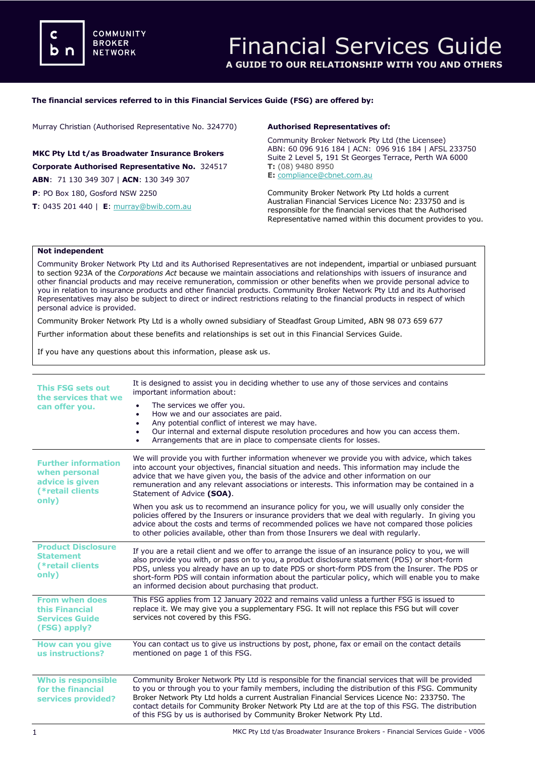# Financial Services Guide

**A GUIDE TO OUR RELATIONSHIP WITH YOU AND OTHERS**

**The financial services referred to in this Financial Services Guide (FSG) are offered by:**

Murray Christian (Authorised Representative No. 324770)

**MKC Pty Ltd t/as Broadwater Insurance Brokers**

**Corporate Authorised Representative No.** 324517

**ABN**: 71 130 349 307 | **ACN**: 130 349 307

**P**: PO Box 180, Gosford NSW 2250

**T**: 0435 201 440 | **E**: murray@bwib.com.au

**Authorised Representatives of:**

Community Broker Network Pty Ltd (the Licensee)
ABN: 60 096 916 184 | ACN: 096 916 184 | AFSL 233750
Suite 2 Level 5, 191 St Georges Terrace, Perth WA 6000
**T:** (08) 9480 8950
**E:** compliance@cbnet.com.au

Community Broker Network Pty Ltd holds a current Australian Financial Services Licence No: 233750 and is responsible for the financial services that the Authorised Representative named within this document provides to you.

**Not independent**

Community Broker Network Pty Ltd and its Authorised Representatives are not independent, impartial or unbiased pursuant to section 923A of the *Corporations Act* because we maintain associations and relationships with issuers of insurance and other financial products and may receive remuneration, commission or other benefits when we provide personal advice to you in relation to insurance products and other financial products. Community Broker Network Pty Ltd and its Authorised Representatives may also be subject to direct or indirect restrictions relating to the financial products in respect of which personal advice is provided.

Community Broker Network Pty Ltd is a wholly owned subsidiary of Steadfast Group Limited, ABN 98 073 659 677

Further information about these benefits and relationships is set out in this Financial Services Guide.

If you have any questions about this information, please ask us.

## This FSG sets out the services that we can offer you.

It is designed to assist you in deciding whether to use any of those services and contains important information about:

- The services we offer you.
- How we and our associates are paid.
- Any potential conflict of interest we may have.
- Our internal and external dispute resolution procedures and how you can access them.
- Arrangements that are in place to compensate clients for losses.

## Further information when personal advice is given (*retail clients only)

We will provide you with further information whenever we provide you with advice, which takes into account your objectives, financial situation and needs. This information may include the advice that we have given you, the basis of the advice and other information on our remuneration and any relevant associations or interests. This information may be contained in a Statement of Advice **(SOA)**.

When you ask us to recommend an insurance policy for you, we will usually only consider the policies offered by the Insurers or insurance providers that we deal with regularly. In giving you advice about the costs and terms of recommended polices we have not compared those policies to other policies available, other than from those Insurers we deal with regularly.

## Product Disclosure Statement (*retail clients only)

If you are a retail client and we offer to arrange the issue of an insurance policy to you, we will also provide you with, or pass on to you, a product disclosure statement (PDS) or short-form PDS, unless you already have an up to date PDS or short-form PDS from the Insurer. The PDS or short-form PDS will contain information about the particular policy, which will enable you to make an informed decision about purchasing that product.

## From when does this Financial Services Guide (FSG) apply?

This FSG applies from 12 January 2022 and remains valid unless a further FSG is issued to replace it. We may give you a supplementary FSG. It will not replace this FSG but will cover services not covered by this FSG.

## How can you give us instructions?

You can contact us to give us instructions by post, phone, fax or email on the contact details mentioned on page 1 of this FSG.

## Who is responsible for the financial services provided?

Community Broker Network Pty Ltd is responsible for the financial services that will be provided to you or through you to your family members, including the distribution of this FSG. Community Broker Network Pty Ltd holds a current Australian Financial Services Licence No: 233750. The contact details for Community Broker Network Pty Ltd are at the top of this FSG. The distribution of this FSG by us is authorised by Community Broker Network Pty Ltd.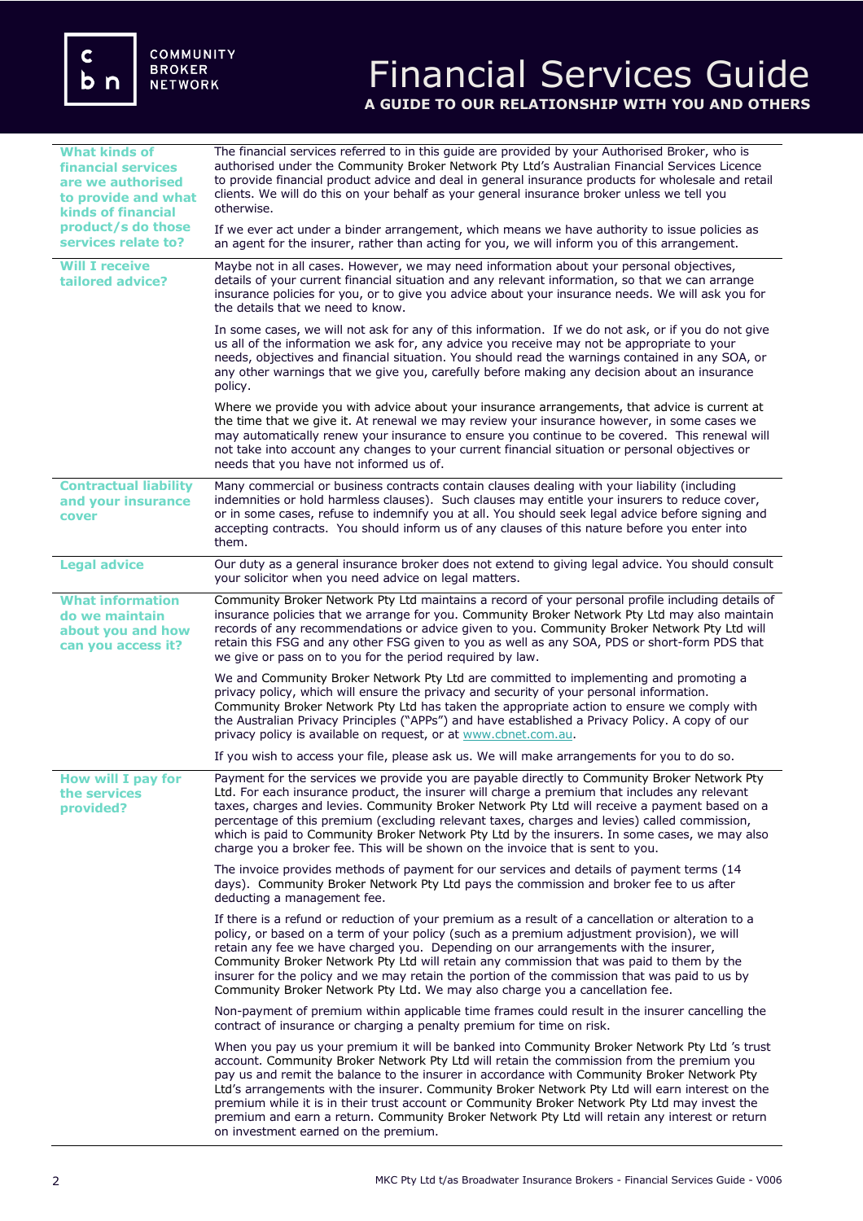# Financial Services Guide

**A GUIDE TO OUR RELATIONSHIP WITH YOU AND OTHERS**

## What kinds of financial services are we authorised to provide and what kinds of financial product/s do those services relate to?

The financial services referred to in this guide are provided by your Authorised Broker, who is authorised under the Community Broker Network Pty Ltd's Australian Financial Services Licence to provide financial product advice and deal in general insurance products for wholesale and retail clients. We will do this on your behalf as your general insurance broker unless we tell you otherwise.

If we ever act under a binder arrangement, which means we have authority to issue policies as an agent for the insurer, rather than acting for you, we will inform you of this arrangement.

## Will I receive tailored advice?

Maybe not in all cases. However, we may need information about your personal objectives, details of your current financial situation and any relevant information, so that we can arrange insurance policies for you, or to give you advice about your insurance needs. We will ask you for the details that we need to know.

In some cases, we will not ask for any of this information. If we do not ask, or if you do not give us all of the information we ask for, any advice you receive may not be appropriate to your needs, objectives and financial situation. You should read the warnings contained in any SOA, or any other warnings that we give you, carefully before making any decision about an insurance policy.

Where we provide you with advice about your insurance arrangements, that advice is current at the time that we give it. At renewal we may review your insurance however, in some cases we may automatically renew your insurance to ensure you continue to be covered. This renewal will not take into account any changes to your current financial situation or personal objectives or needs that you have not informed us of.

## Contractual liability and your insurance cover

Many commercial or business contracts contain clauses dealing with your liability (including indemnities or hold harmless clauses). Such clauses may entitle your insurers to reduce cover, or in some cases, refuse to indemnify you at all. You should seek legal advice before signing and accepting contracts. You should inform us of any clauses of this nature before you enter into them.

## Legal advice

Our duty as a general insurance broker does not extend to giving legal advice. You should consult your solicitor when you need advice on legal matters.

## What information do we maintain about you and how can you access it?

Community Broker Network Pty Ltd maintains a record of your personal profile including details of insurance policies that we arrange for you. Community Broker Network Pty Ltd may also maintain records of any recommendations or advice given to you. Community Broker Network Pty Ltd will retain this FSG and any other FSG given to you as well as any SOA, PDS or short-form PDS that we give or pass on to you for the period required by law.

We and Community Broker Network Pty Ltd are committed to implementing and promoting a privacy policy, which will ensure the privacy and security of your personal information. Community Broker Network Pty Ltd has taken the appropriate action to ensure we comply with the Australian Privacy Principles ("APPs") and have established a Privacy Policy. A copy of our privacy policy is available on request, or at www.cbnet.com.au.

If you wish to access your file, please ask us. We will make arrangements for you to do so.

## How will I pay for the services provided?

Payment for the services we provide you are payable directly to Community Broker Network Pty Ltd. For each insurance product, the insurer will charge a premium that includes any relevant taxes, charges and levies. Community Broker Network Pty Ltd will receive a payment based on a percentage of this premium (excluding relevant taxes, charges and levies) called commission, which is paid to Community Broker Network Pty Ltd by the insurers. In some cases, we may also charge you a broker fee. This will be shown on the invoice that is sent to you.

The invoice provides methods of payment for our services and details of payment terms (14 days). Community Broker Network Pty Ltd pays the commission and broker fee to us after deducting a management fee.

If there is a refund or reduction of your premium as a result of a cancellation or alteration to a policy, or based on a term of your policy (such as a premium adjustment provision), we will retain any fee we have charged you. Depending on our arrangements with the insurer, Community Broker Network Pty Ltd will retain any commission that was paid to them by the insurer for the policy and we may retain the portion of the commission that was paid to us by Community Broker Network Pty Ltd. We may also charge you a cancellation fee.

Non-payment of premium within applicable time frames could result in the insurer cancelling the contract of insurance or charging a penalty premium for time on risk.

When you pay us your premium it will be banked into Community Broker Network Pty Ltd 's trust account. Community Broker Network Pty Ltd will retain the commission from the premium you pay us and remit the balance to the insurer in accordance with Community Broker Network Pty Ltd's arrangements with the insurer. Community Broker Network Pty Ltd will earn interest on the premium while it is in their trust account or Community Broker Network Pty Ltd may invest the premium and earn a return. Community Broker Network Pty Ltd will retain any interest or return on investment earned on the premium.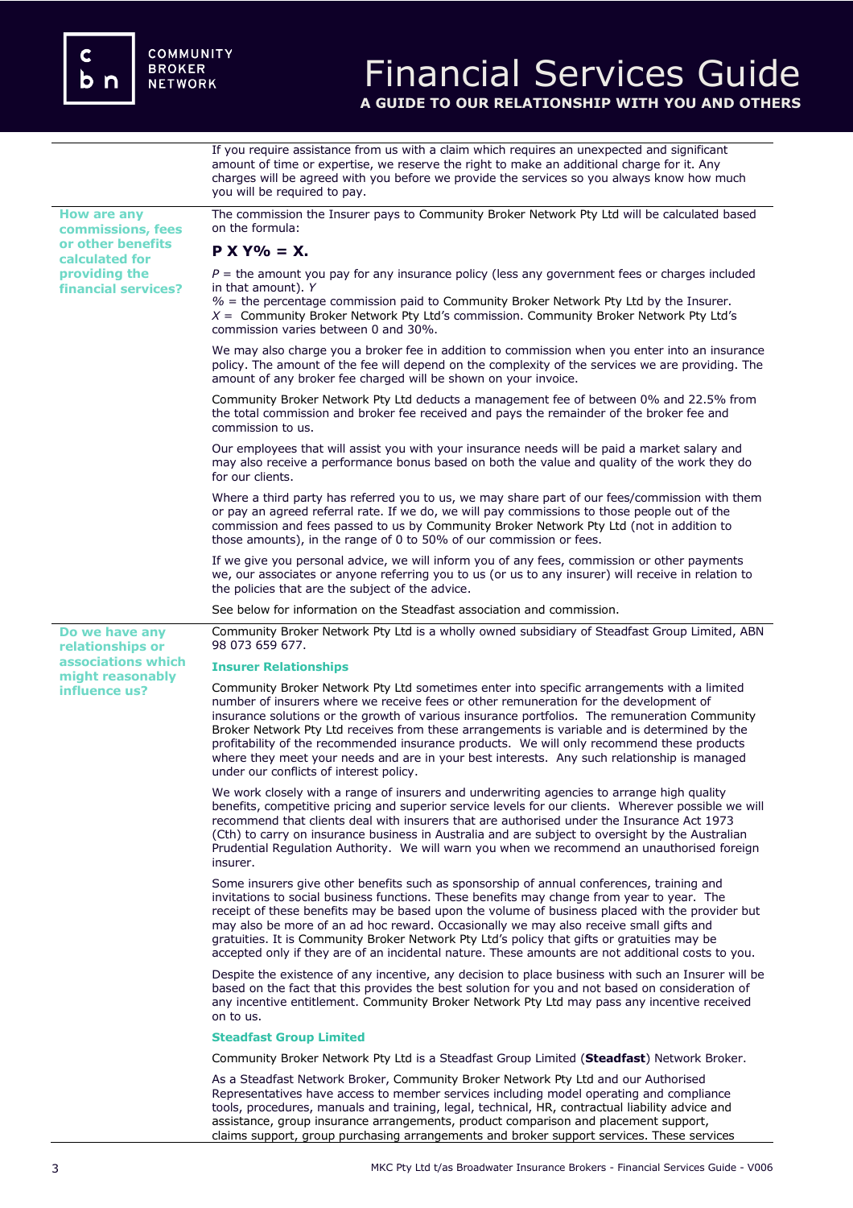If you require assistance from us with a claim which requires an unexpected and significant amount of time or expertise, we reserve the right to make an additional charge for it. Any charges will be agreed with you before we provide the services so you always know how much you will be required to pay.

## How are any commissions, fees or other benefits calculated for providing the financial services?

The commission the Insurer pays to Community Broker Network Pty Ltd will be calculated based on the formula:

**P X Y% = X.**

*P* = the amount you pay for any insurance policy (less any government fees or charges included in that amount). *Y*
% = the percentage commission paid to Community Broker Network Pty Ltd by the Insurer.
*X* = Community Broker Network Pty Ltd's commission. Community Broker Network Pty Ltd's commission varies between 0 and 30%.

We may also charge you a broker fee in addition to commission when you enter into an insurance policy. The amount of the fee will depend on the complexity of the services we are providing. The amount of any broker fee charged will be shown on your invoice.

Community Broker Network Pty Ltd deducts a management fee of between 0% and 22.5% from the total commission and broker fee received and pays the remainder of the broker fee and commission to us.

Our employees that will assist you with your insurance needs will be paid a market salary and may also receive a performance bonus based on both the value and quality of the work they do for our clients.

Where a third party has referred you to us, we may share part of our fees/commission with them or pay an agreed referral rate. If we do, we will pay commissions to those people out of the commission and fees passed to us by Community Broker Network Pty Ltd (not in addition to those amounts), in the range of 0 to 50% of our commission or fees.

If we give you personal advice, we will inform you of any fees, commission or other payments we, our associates or anyone referring you to us (or us to any insurer) will receive in relation to the policies that are the subject of the advice.

See below for information on the Steadfast association and commission.

## Do we have any relationships or associations which might reasonably influence us?

Community Broker Network Pty Ltd is a wholly owned subsidiary of Steadfast Group Limited, ABN 98 073 659 677.

### Insurer Relationships

Community Broker Network Pty Ltd sometimes enter into specific arrangements with a limited number of insurers where we receive fees or other remuneration for the development of insurance solutions or the growth of various insurance portfolios. The remuneration Community Broker Network Pty Ltd receives from these arrangements is variable and is determined by the profitability of the recommended insurance products. We will only recommend these products where they meet your needs and are in your best interests. Any such relationship is managed under our conflicts of interest policy.

We work closely with a range of insurers and underwriting agencies to arrange high quality benefits, competitive pricing and superior service levels for our clients. Wherever possible we will recommend that clients deal with insurers that are authorised under the Insurance Act 1973 (Cth) to carry on insurance business in Australia and are subject to oversight by the Australian Prudential Regulation Authority. We will warn you when we recommend an unauthorised foreign insurer.

Some insurers give other benefits such as sponsorship of annual conferences, training and invitations to social business functions. These benefits may change from year to year. The receipt of these benefits may be based upon the volume of business placed with the provider but may also be more of an ad hoc reward. Occasionally we may also receive small gifts and gratuities. It is Community Broker Network Pty Ltd's policy that gifts or gratuities may be accepted only if they are of an incidental nature. These amounts are not additional costs to you.

Despite the existence of any incentive, any decision to place business with such an Insurer will be based on the fact that this provides the best solution for you and not based on consideration of any incentive entitlement. Community Broker Network Pty Ltd may pass any incentive received on to us.

### Steadfast Group Limited

Community Broker Network Pty Ltd is a Steadfast Group Limited (**Steadfast**) Network Broker.

As a Steadfast Network Broker, Community Broker Network Pty Ltd and our Authorised Representatives have access to member services including model operating and compliance tools, procedures, manuals and training, legal, technical, HR, contractual liability advice and assistance, group insurance arrangements, product comparison and placement support, claims support, group purchasing arrangements and broker support services. These services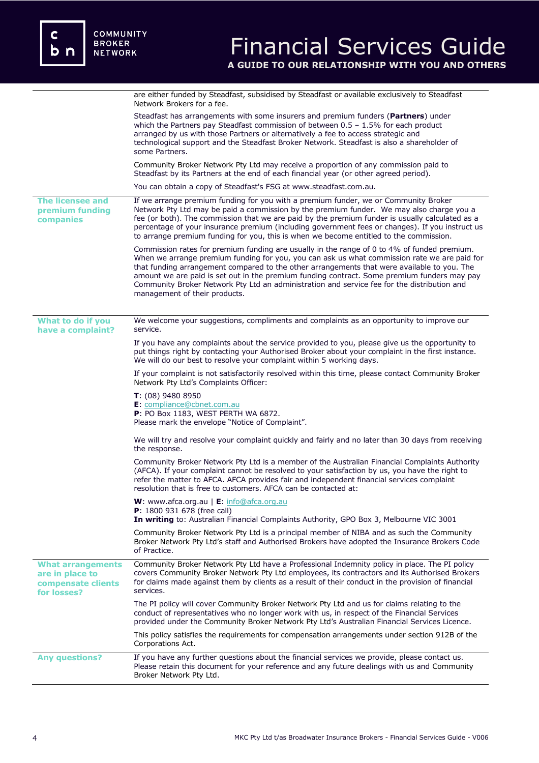are either funded by Steadfast, subsidised by Steadfast or available exclusively to Steadfast Network Brokers for a fee.

Steadfast has arrangements with some insurers and premium funders (**Partners**) under which the Partners pay Steadfast commission of between 0.5 – 1.5% for each product arranged by us with those Partners or alternatively a fee to access strategic and technological support and the Steadfast Broker Network. Steadfast is also a shareholder of some Partners.

Community Broker Network Pty Ltd may receive a proportion of any commission paid to Steadfast by its Partners at the end of each financial year (or other agreed period).

You can obtain a copy of Steadfast's FSG at www.steadfast.com.au.

## The licensee and premium funding companies

If we arrange premium funding for you with a premium funder, we or Community Broker Network Pty Ltd may be paid a commission by the premium funder. We may also charge you a fee (or both). The commission that we are paid by the premium funder is usually calculated as a percentage of your insurance premium (including government fees or changes). If you instruct us to arrange premium funding for you, this is when we become entitled to the commission.

Commission rates for premium funding are usually in the range of 0 to 4% of funded premium. When we arrange premium funding for you, you can ask us what commission rate we are paid for that funding arrangement compared to the other arrangements that were available to you. The amount we are paid is set out in the premium funding contract. Some premium funders may pay Community Broker Network Pty Ltd an administration and service fee for the distribution and management of their products.

## What to do if you have a complaint?

We welcome your suggestions, compliments and complaints as an opportunity to improve our service.

If you have any complaints about the service provided to you, please give us the opportunity to put things right by contacting your Authorised Broker about your complaint in the first instance. We will do our best to resolve your complaint within 5 working days.

If your complaint is not satisfactorily resolved within this time, please contact Community Broker Network Pty Ltd's Complaints Officer:

**T**: (08) 9480 8950
**E**: compliance@cbnet.com.au
**P**: PO Box 1183, WEST PERTH WA 6872.
Please mark the envelope "Notice of Complaint".

We will try and resolve your complaint quickly and fairly and no later than 30 days from receiving the response.

Community Broker Network Pty Ltd is a member of the Australian Financial Complaints Authority (AFCA). If your complaint cannot be resolved to your satisfaction by us, you have the right to refer the matter to AFCA. AFCA provides fair and independent financial services complaint resolution that is free to customers. AFCA can be contacted at:

**W**: www.afca.org.au | **E**: info@afca.org.au
**P**: 1800 931 678 (free call)
**In writing** to: Australian Financial Complaints Authority, GPO Box 3, Melbourne VIC 3001

Community Broker Network Pty Ltd is a principal member of NIBA and as such the Community Broker Network Pty Ltd's staff and Authorised Brokers have adopted the Insurance Brokers Code of Practice.

## What arrangements are in place to compensate clients for losses?

Community Broker Network Pty Ltd have a Professional Indemnity policy in place. The PI policy covers Community Broker Network Pty Ltd employees, its contractors and its Authorised Brokers for claims made against them by clients as a result of their conduct in the provision of financial services.

The PI policy will cover Community Broker Network Pty Ltd and us for claims relating to the conduct of representatives who no longer work with us, in respect of the Financial Services provided under the Community Broker Network Pty Ltd's Australian Financial Services Licence.

This policy satisfies the requirements for compensation arrangements under section 912B of the Corporations Act.

## Any questions?

If you have any further questions about the financial services we provide, please contact us. Please retain this document for your reference and any future dealings with us and Community Broker Network Pty Ltd.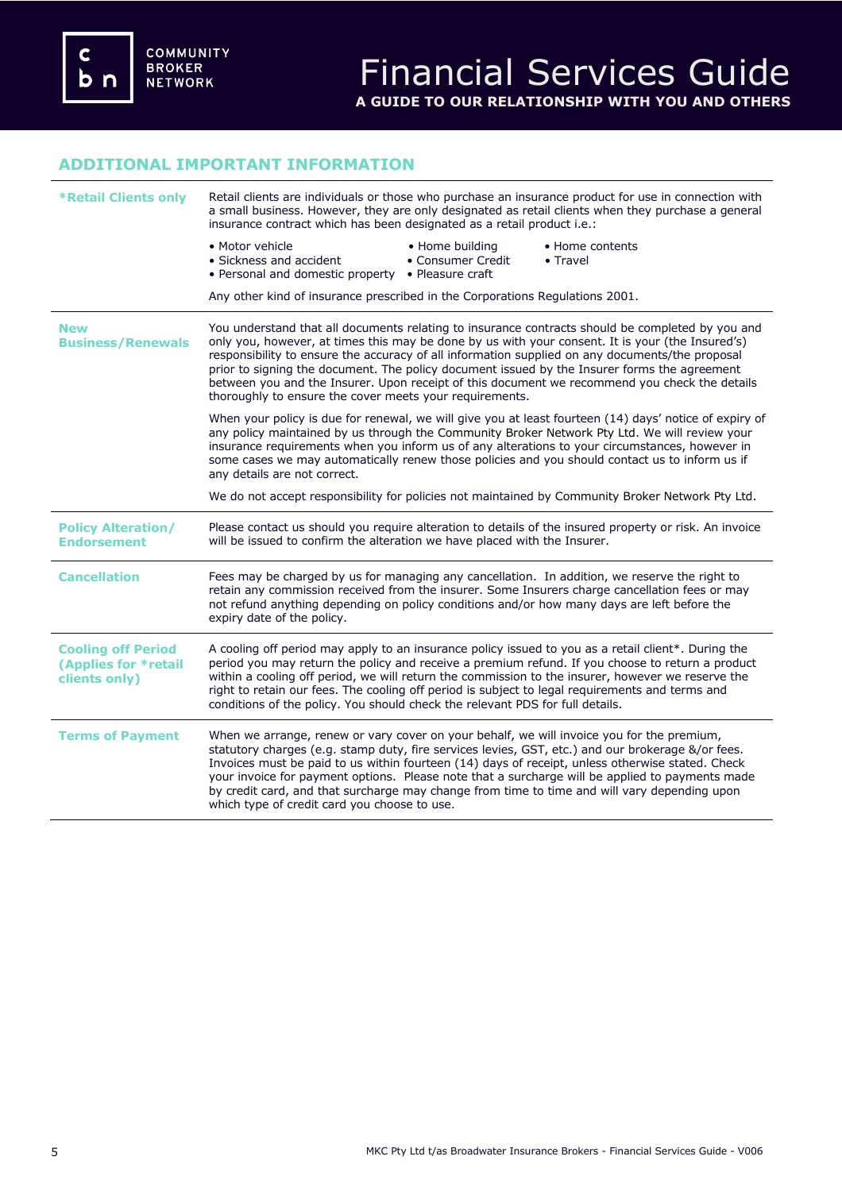## ADDITIONAL IMPORTANT INFORMATION

| | |
|---|---|
| **\*Retail Clients only** | Retail clients are individuals or those who purchase an insurance product for use in connection with a small business. However, they are only designated as retail clients when they purchase a general insurance contract which has been designated as a retail product i.e.:<br>• Motor vehicle • Home building • Home contents<br>• Sickness and accident • Consumer Credit • Travel<br>• Personal and domestic property • Pleasure craft<br>Any other kind of insurance prescribed in the Corporations Regulations 2001. |
| **New Business/Renewals** | You understand that all documents relating to insurance contracts should be completed by you and only you, however, at times this may be done by us with your consent. It is your (the Insured's) responsibility to ensure the accuracy of all information supplied on any documents/the proposal prior to signing the document. The policy document issued by the Insurer forms the agreement between you and the Insurer. Upon receipt of this document we recommend you check the details thoroughly to ensure the cover meets your requirements.<br>When your policy is due for renewal, we will give you at least fourteen (14) days' notice of expiry of any policy maintained by us through the Community Broker Network Pty Ltd. We will review your insurance requirements when you inform us of any alterations to your circumstances, however in some cases we may automatically renew those policies and you should contact us to inform us if any details are not correct.<br>We do not accept responsibility for policies not maintained by Community Broker Network Pty Ltd. |
| **Policy Alteration/ Endorsement** | Please contact us should you require alteration to details of the insured property or risk. An invoice will be issued to confirm the alteration we have placed with the Insurer. |
| **Cancellation** | Fees may be charged by us for managing any cancellation. In addition, we reserve the right to retain any commission received from the insurer. Some Insurers charge cancellation fees or may not refund anything depending on policy conditions and/or how many days are left before the expiry date of the policy. |
| **Cooling off Period (Applies for \*retail clients only)** | A cooling off period may apply to an insurance policy issued to you as a retail client\*. During the period you may return the policy and receive a premium refund. If you choose to return a product within a cooling off period, we will return the commission to the insurer, however we reserve the right to retain our fees. The cooling off period is subject to legal requirements and terms and conditions of the policy. You should check the relevant PDS for full details. |
| **Terms of Payment** | When we arrange, renew or vary cover on your behalf, we will invoice you for the premium, statutory charges (e.g. stamp duty, fire services levies, GST, etc.) and our brokerage &/or fees. Invoices must be paid to us within fourteen (14) days of receipt, unless otherwise stated. Check your invoice for payment options. Please note that a surcharge will be applied to payments made by credit card, and that surcharge may change from time to time and will vary depending upon which type of credit card you choose to use. |